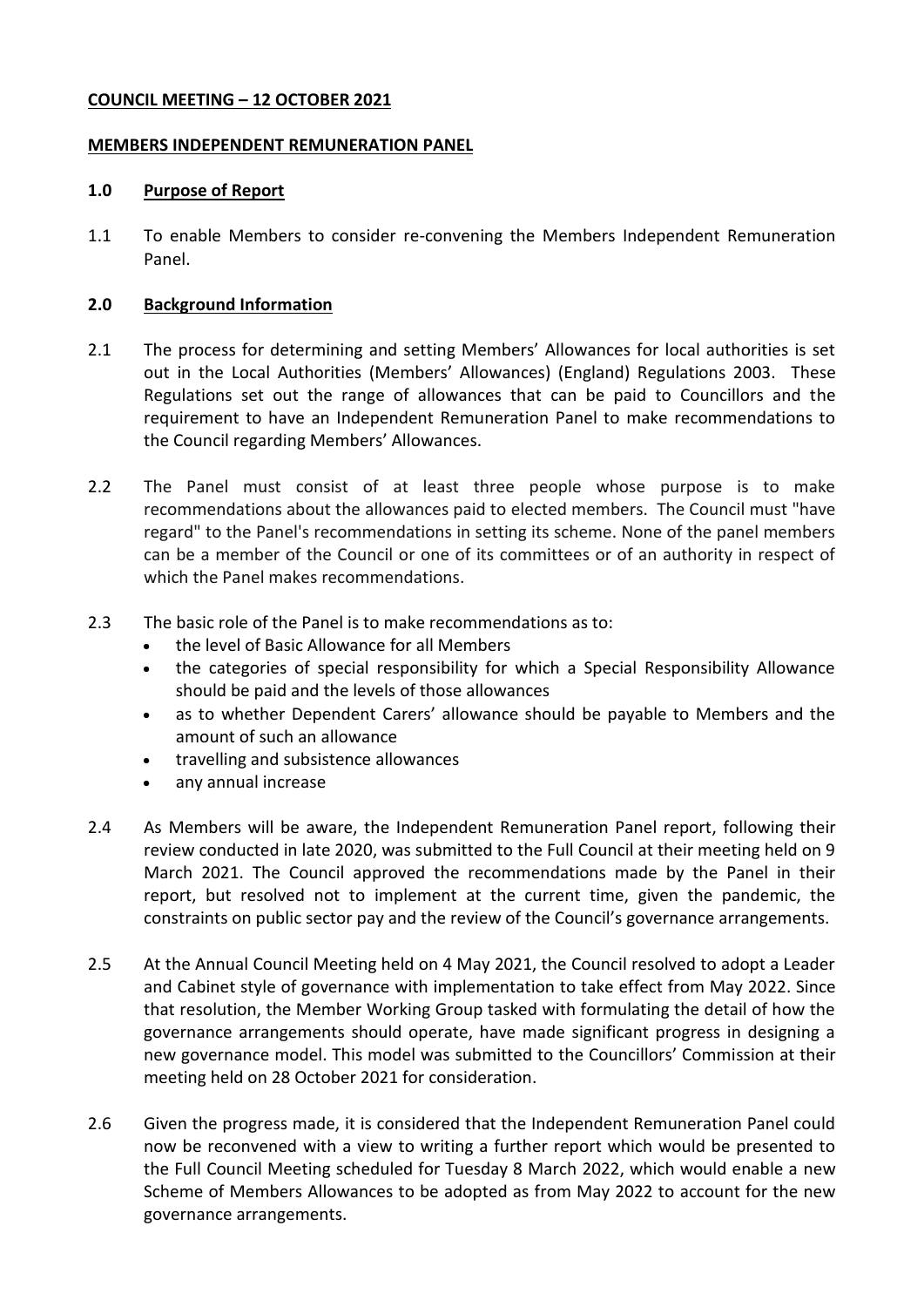**COUNCIL MEETING – 12 OCTOBER 2021**

**MEMBERS INDEPENDENT REMUNERATION PANEL**

## 1.0 Purpose of Report

1.1 To enable Members to consider re-convening the Members Independent Remuneration Panel.

## 2.0 Background Information

2.1 The process for determining and setting Members' Allowances for local authorities is set out in the Local Authorities (Members' Allowances) (England) Regulations 2003. These Regulations set out the range of allowances that can be paid to Councillors and the requirement to have an Independent Remuneration Panel to make recommendations to the Council regarding Members' Allowances.

2.2 The Panel must consist of at least three people whose purpose is to make recommendations about the allowances paid to elected members. The Council must "have regard" to the Panel's recommendations in setting its scheme. None of the panel members can be a member of the Council or one of its committees or of an authority in respect of which the Panel makes recommendations.

2.3 The basic role of the Panel is to make recommendations as to:

- the level of Basic Allowance for all Members
- the categories of special responsibility for which a Special Responsibility Allowance should be paid and the levels of those allowances
- as to whether Dependent Carers' allowance should be payable to Members and the amount of such an allowance
- travelling and subsistence allowances
- any annual increase

2.4 As Members will be aware, the Independent Remuneration Panel report, following their review conducted in late 2020, was submitted to the Full Council at their meeting held on 9 March 2021. The Council approved the recommendations made by the Panel in their report, but resolved not to implement at the current time, given the pandemic, the constraints on public sector pay and the review of the Council's governance arrangements.

2.5 At the Annual Council Meeting held on 4 May 2021, the Council resolved to adopt a Leader and Cabinet style of governance with implementation to take effect from May 2022. Since that resolution, the Member Working Group tasked with formulating the detail of how the governance arrangements should operate, have made significant progress in designing a new governance model. This model was submitted to the Councillors' Commission at their meeting held on 28 October 2021 for consideration.

2.6 Given the progress made, it is considered that the Independent Remuneration Panel could now be reconvened with a view to writing a further report which would be presented to the Full Council Meeting scheduled for Tuesday 8 March 2022, which would enable a new Scheme of Members Allowances to be adopted as from May 2022 to account for the new governance arrangements.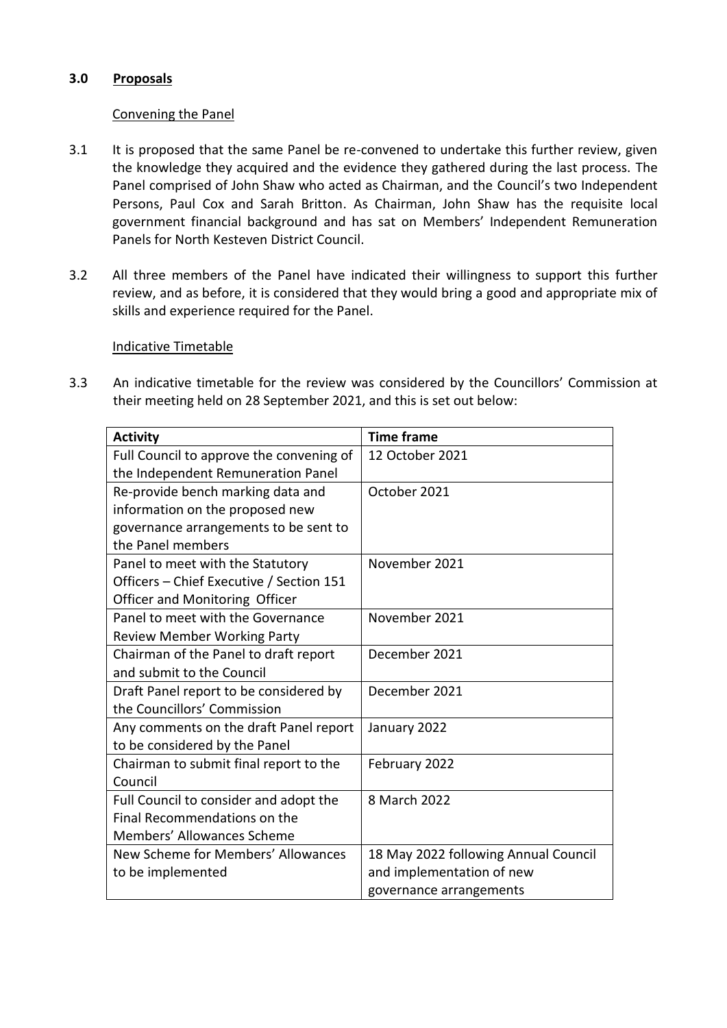## 3.0 Proposals

### Convening the Panel

3.1 It is proposed that the same Panel be re-convened to undertake this further review, given the knowledge they acquired and the evidence they gathered during the last process. The Panel comprised of John Shaw who acted as Chairman, and the Council's two Independent Persons, Paul Cox and Sarah Britton. As Chairman, John Shaw has the requisite local government financial background and has sat on Members' Independent Remuneration Panels for North Kesteven District Council.

3.2 All three members of the Panel have indicated their willingness to support this further review, and as before, it is considered that they would bring a good and appropriate mix of skills and experience required for the Panel.

### Indicative Timetable

3.3 An indicative timetable for the review was considered by the Councillors' Commission at their meeting held on 28 September 2021, and this is set out below:

| Activity | Time frame |
|---|---|
| Full Council to approve the convening of the Independent Remuneration Panel | 12 October 2021 |
| Re-provide bench marking data and information on the proposed new governance arrangements to be sent to the Panel members | October 2021 |
| Panel to meet with the Statutory Officers – Chief Executive / Section 151 Officer and Monitoring Officer | November 2021 |
| Panel to meet with the Governance Review Member Working Party | November 2021 |
| Chairman of the Panel to draft report and submit to the Council | December 2021 |
| Draft Panel report to be considered by the Councillors' Commission | December 2021 |
| Any comments on the draft Panel report to be considered by the Panel | January 2022 |
| Chairman to submit final report to the Council | February 2022 |
| Full Council to consider and adopt the Final Recommendations on the Members' Allowances Scheme | 8 March 2022 |
| New Scheme for Members' Allowances to be implemented | 18 May 2022 following Annual Council and implementation of new governance arrangements |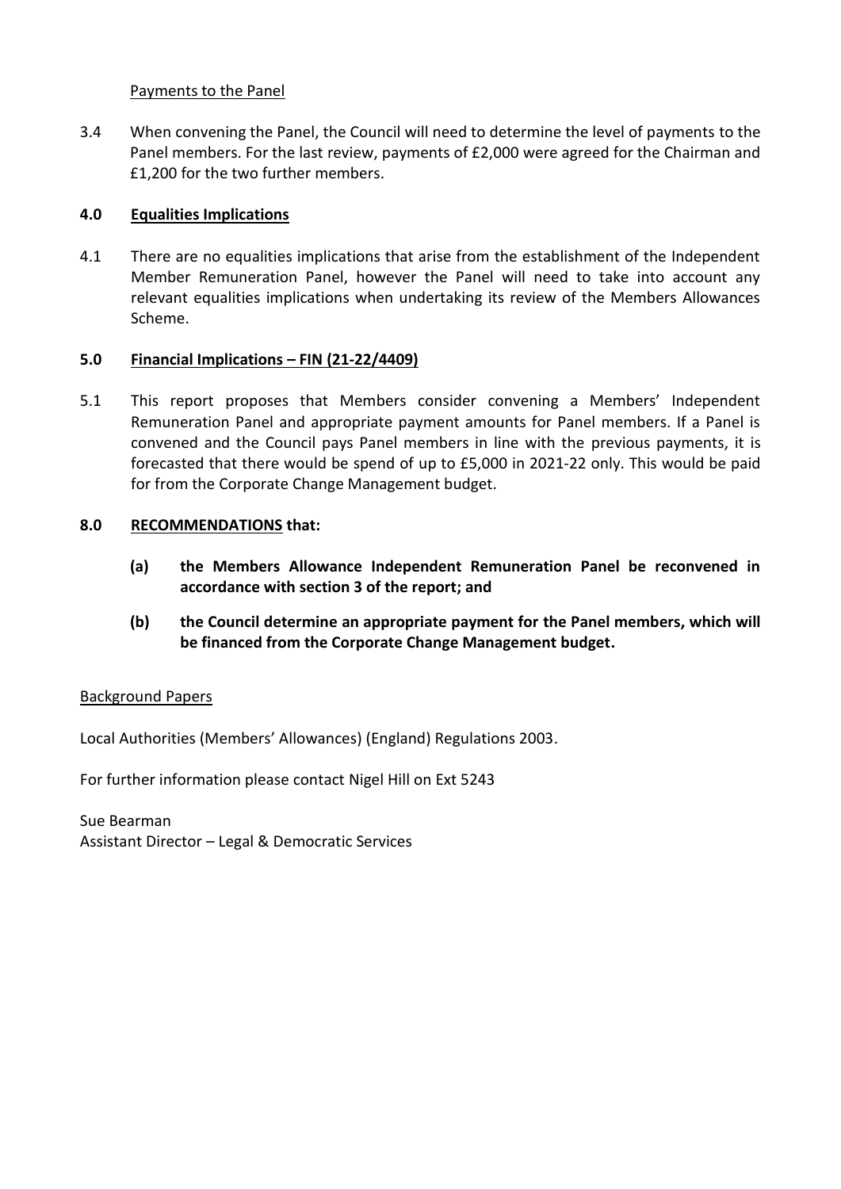Payments to the Panel

3.4 When convening the Panel, the Council will need to determine the level of payments to the Panel members. For the last review, payments of £2,000 were agreed for the Chairman and £1,200 for the two further members.

## 4.0 Equalities Implications

4.1 There are no equalities implications that arise from the establishment of the Independent Member Remuneration Panel, however the Panel will need to take into account any relevant equalities implications when undertaking its review of the Members Allowances Scheme.

## 5.0 Financial Implications – FIN (21-22/4409)

5.1 This report proposes that Members consider convening a Members' Independent Remuneration Panel and appropriate payment amounts for Panel members. If a Panel is convened and the Council pays Panel members in line with the previous payments, it is forecasted that there would be spend of up to £5,000 in 2021-22 only. This would be paid for from the Corporate Change Management budget.

## 8.0 RECOMMENDATIONS that:

**(a) the Members Allowance Independent Remuneration Panel be reconvened in accordance with section 3 of the report; and**

**(b) the Council determine an appropriate payment for the Panel members, which will be financed from the Corporate Change Management budget.**

Background Papers

Local Authorities (Members' Allowances) (England) Regulations 2003.

For further information please contact Nigel Hill on Ext 5243

Sue Bearman
Assistant Director – Legal & Democratic Services